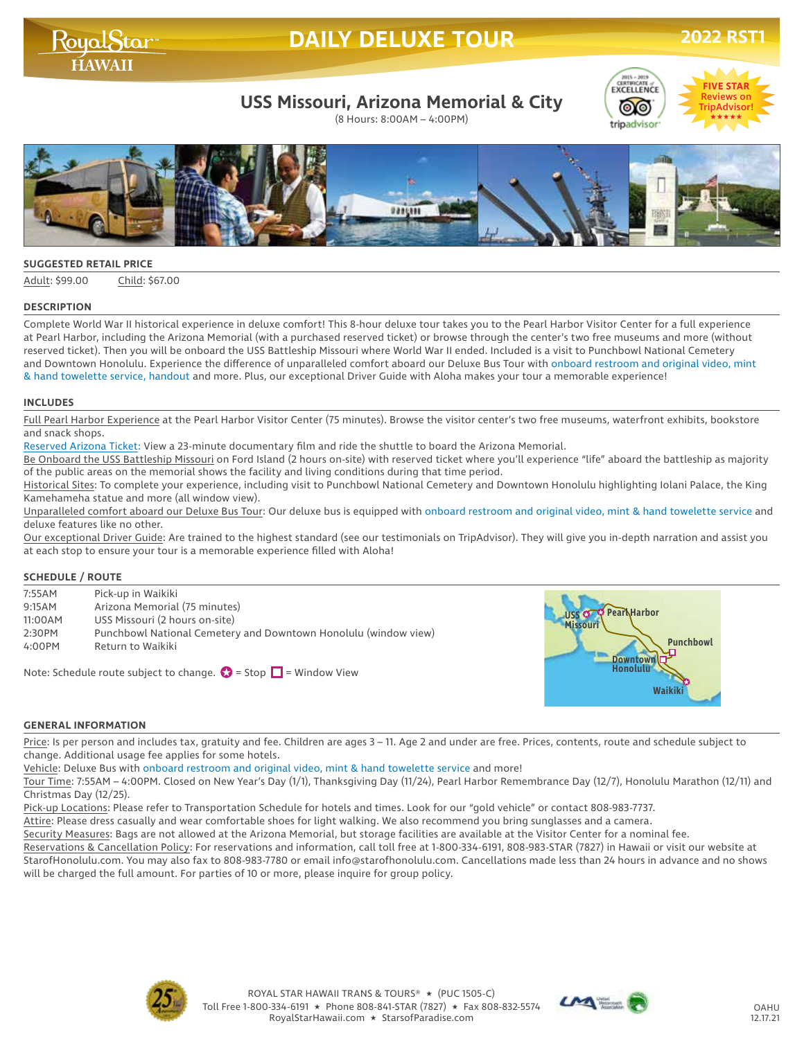# DAILY DELUXE TOUR

RoyalStar HAWAII — 2022 RST1

## USS Missouri, Arizona Memorial & City

(8 Hours: 8:00AM – 4:00PM)

2015 – 2019 Certificate of Excellence tripadvisor

FIVE STAR Reviews on TripAdvisor! ★★★★★

### SUGGESTED RETAIL PRICE

Adult: $99.00 Child: $67.00

### DESCRIPTION

Complete World War II historical experience in deluxe comfort! This 8-hour deluxe tour takes you to the Pearl Harbor Visitor Center for a full experience at Pearl Harbor, including the Arizona Memorial (with a purchased reserved ticket) or browse through the center's two free museums and more (without reserved ticket). Then you will be onboard the USS Battleship Missouri where World War II ended. Included is a visit to Punchbowl National Cemetery and Downtown Honolulu. Experience the difference of unparalleled comfort aboard our Deluxe Bus Tour with onboard restroom and original video, mint & hand towelette service, handout and more. Plus, our exceptional Driver Guide with Aloha makes your tour a memorable experience!

### INCLUDES

Full Pearl Harbor Experience at the Pearl Harbor Visitor Center (75 minutes). Browse the visitor center's two free museums, waterfront exhibits, bookstore and snack shops.

Reserved Arizona Ticket: View a 23-minute documentary film and ride the shuttle to board the Arizona Memorial.

Be Onboard the USS Battleship Missouri on Ford Island (2 hours on-site) with reserved ticket where you'll experience "life" aboard the battleship as majority of the public areas on the memorial shows the facility and living conditions during that time period.

Historical Sites: To complete your experience, including visit to Punchbowl National Cemetery and Downtown Honolulu highlighting Iolani Palace, the King Kamehameha statue and more (all window view).

Unparalleled comfort aboard our Deluxe Bus Tour: Our deluxe bus is equipped with onboard restroom and original video, mint & hand towelette service and deluxe features like no other.

Our exceptional Driver Guide: Are trained to the highest standard (see our testimonials on TripAdvisor). They will give you in-depth narration and assist you at each stop to ensure your tour is a memorable experience filled with Aloha!

### SCHEDULE / ROUTE

| | |
|---|---|
| 7:55AM | Pick-up in Waikiki |
| 9:15AM | Arizona Memorial (75 minutes) |
| 11:00AM | USS Missouri (2 hours on-site) |
| 2:30PM | Punchbowl National Cemetery and Downtown Honolulu (window view) |
| 4:00PM | Return to Waikiki |

Note: Schedule route subject to change. ✪ = Stop ☐ = Window View

USS Missouri · Pearl Harbor · Punchbowl · Downtown Honolulu · Waikiki

### GENERAL INFORMATION

Price: Is per person and includes tax, gratuity and fee. Children are ages 3 – 11. Age 2 and under are free. Prices, contents, route and schedule subject to change. Additional usage fee applies for some hotels.

Vehicle: Deluxe Bus with onboard restroom and original video, mint & hand towelette service and more!

Tour Time: 7:55AM – 4:00PM. Closed on New Year's Day (1/1), Thanksgiving Day (11/24), Pearl Harbor Remembrance Day (12/7), Honolulu Marathon (12/11) and Christmas Day (12/25).

Pick-up Locations: Please refer to Transportation Schedule for hotels and times. Look for our "gold vehicle" or contact 808-983-7737.

Attire: Please dress casually and wear comfortable shoes for light walking. We also recommend you bring sunglasses and a camera.

Security Measures: Bags are not allowed at the Arizona Memorial, but storage facilities are available at the Visitor Center for a nominal fee.

Reservations & Cancellation Policy: For reservations and information, call toll free at 1-800-334-6191, 808-983-STAR (7827) in Hawaii or visit our website at StarofHonolulu.com. You may also fax to 808-983-7780 or email info@starofhonolulu.com. Cancellations made less than 24 hours in advance and no shows will be charged the full amount. For parties of 10 or more, please inquire for group policy.

ROYAL STAR HAWAII TRANS & TOURS® ★ (PUC 1505-C)
Toll Free 1-800-334-6191 ★ Phone 808-841-STAR (7827) ★ Fax 808-832-5574
RoyalStarHawaii.com ★ StarsofParadise.com

OAHU 12.17.21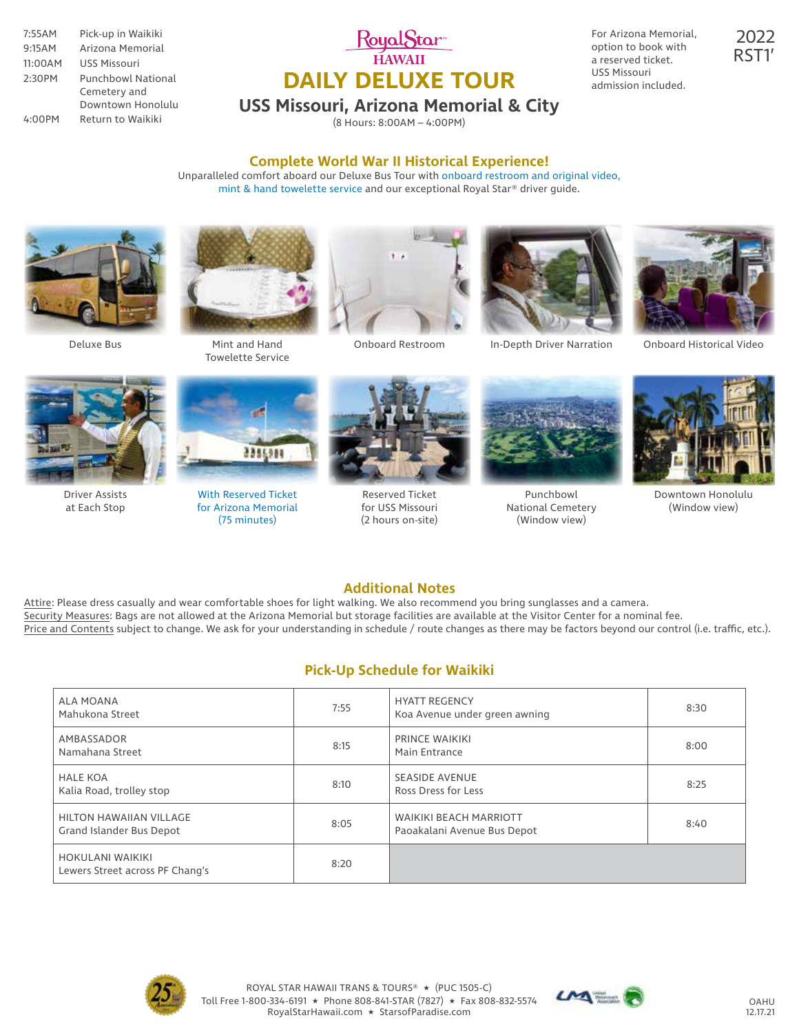| | |
|---|---|
| 7:55AM | Pick-up in Waikiki |
| 9:15AM | Arizona Memorial |
| 11:00AM | USS Missouri |
| 2:30PM | Punchbowl National Cemetery and Downtown Honolulu |
| 4:00PM | Return to Waikiki |

RoyalStar™ HAWAII

# DAILY DELUXE TOUR

## USS Missouri, Arizona Memorial & City

(8 Hours: 8:00AM – 4:00PM)

For Arizona Memorial, option to book with a reserved ticket. USS Missouri admission included.

2022 RST1'

### Complete World War II Historical Experience!

Unparalleled comfort aboard our Deluxe Bus Tour with onboard restroom and original video, mint & hand towelette service and our exceptional Royal Star® driver guide.

Deluxe Bus

Mint and Hand Towelette Service

Onboard Restroom

In-Depth Driver Narration

Onboard Historical Video

Driver Assists at Each Stop

With Reserved Ticket for Arizona Memorial (75 minutes)

Reserved Ticket for USS Missouri (2 hours on-site)

Punchbowl National Cemetery (Window view)

Downtown Honolulu (Window view)

### Additional Notes

Attire: Please dress casually and wear comfortable shoes for light walking. We also recommend you bring sunglasses and a camera.
Security Measures: Bags are not allowed at the Arizona Memorial but storage facilities are available at the Visitor Center for a nominal fee.
Price and Contents subject to change. We ask for your understanding in schedule / route changes as there may be factors beyond our control (i.e. traffic, etc.).

### Pick-Up Schedule for Waikiki

| | | | |
|---|---|---|---|
| ALA MOANA<br>Mahukona Street | 7:55 | HYATT REGENCY<br>Koa Avenue under green awning | 8:30 |
| AMBASSADOR<br>Namahana Street | 8:15 | PRINCE WAIKIKI<br>Main Entrance | 8:00 |
| HALE KOA<br>Kalia Road, trolley stop | 8:10 | SEASIDE AVENUE<br>Ross Dress for Less | 8:25 |
| HILTON HAWAIIAN VILLAGE<br>Grand Islander Bus Depot | 8:05 | WAIKIKI BEACH MARRIOTT<br>Paoakalani Avenue Bus Depot | 8:40 |
| HOKULANI WAIKIKI<br>Lewers Street across PF Chang's | 8:20 | | |

ROYAL STAR HAWAII TRANS & TOURS® ★ (PUC 1505-C)
Toll Free 1-800-334-6191 ★ Phone 808-841-STAR (7827) ★ Fax 808-832-5574
RoyalStarHawaii.com ★ StarsofParadise.com

OAHU
12.17.21